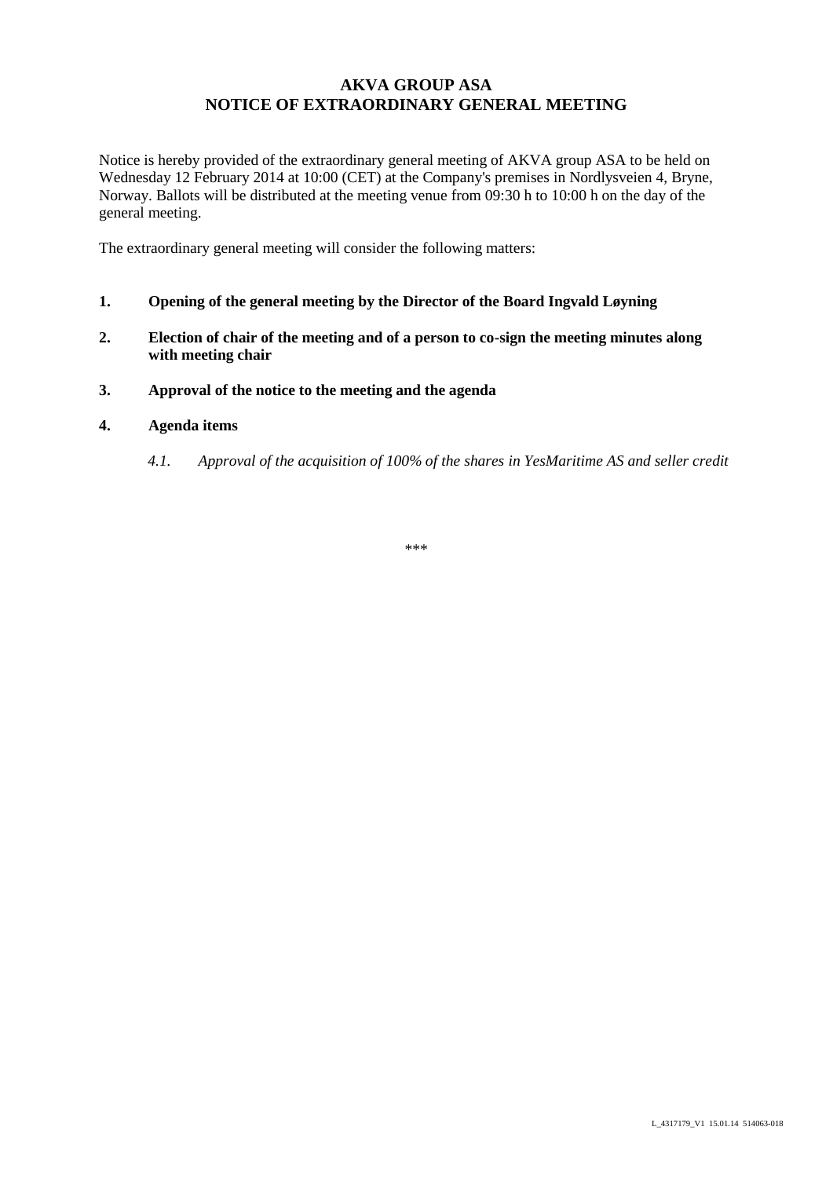# AKVA GROUP ASA
# NOTICE OF EXTRAORDINARY GENERAL MEETING

Notice is hereby provided of the extraordinary general meeting of AKVA group ASA to be held on Wednesday 12 February 2014 at 10:00 (CET) at the Company's premises in Nordlysveien 4, Bryne, Norway. Ballots will be distributed at the meeting venue from 09:30 h to 10:00 h on the day of the general meeting.

The extraordinary general meeting will consider the following matters:

**1. Opening of the general meeting by the Director of the Board Ingvald Løyning**

**2. Election of chair of the meeting and of a person to co-sign the meeting minutes along with meeting chair**

**3. Approval of the notice to the meeting and the agenda**

**4. Agenda items**

*4.1. Approval of the acquisition of 100% of the shares in YesMaritime AS and seller credit*

\*\*\*

L_4317179_V1 15.01.14 514063-018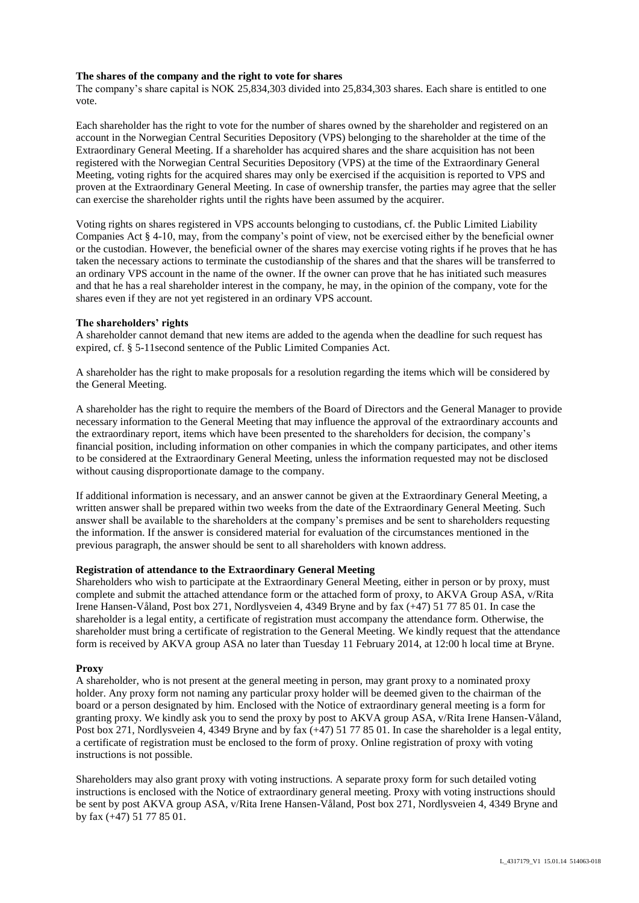**The shares of the company and the right to vote for shares**

The company's share capital is NOK 25,834,303 divided into 25,834,303 shares. Each share is entitled to one vote.

Each shareholder has the right to vote for the number of shares owned by the shareholder and registered on an account in the Norwegian Central Securities Depository (VPS) belonging to the shareholder at the time of the Extraordinary General Meeting. If a shareholder has acquired shares and the share acquisition has not been registered with the Norwegian Central Securities Depository (VPS) at the time of the Extraordinary General Meeting, voting rights for the acquired shares may only be exercised if the acquisition is reported to VPS and proven at the Extraordinary General Meeting. In case of ownership transfer, the parties may agree that the seller can exercise the shareholder rights until the rights have been assumed by the acquirer.

Voting rights on shares registered in VPS accounts belonging to custodians, cf. the Public Limited Liability Companies Act § 4-10, may, from the company's point of view, not be exercised either by the beneficial owner or the custodian. However, the beneficial owner of the shares may exercise voting rights if he proves that he has taken the necessary actions to terminate the custodianship of the shares and that the shares will be transferred to an ordinary VPS account in the name of the owner. If the owner can prove that he has initiated such measures and that he has a real shareholder interest in the company, he may, in the opinion of the company, vote for the shares even if they are not yet registered in an ordinary VPS account.

**The shareholders' rights**

A shareholder cannot demand that new items are added to the agenda when the deadline for such request has expired, cf. § 5-11second sentence of the Public Limited Companies Act.

A shareholder has the right to make proposals for a resolution regarding the items which will be considered by the General Meeting.

A shareholder has the right to require the members of the Board of Directors and the General Manager to provide necessary information to the General Meeting that may influence the approval of the extraordinary accounts and the extraordinary report, items which have been presented to the shareholders for decision, the company's financial position, including information on other companies in which the company participates, and other items to be considered at the Extraordinary General Meeting, unless the information requested may not be disclosed without causing disproportionate damage to the company.

If additional information is necessary, and an answer cannot be given at the Extraordinary General Meeting, a written answer shall be prepared within two weeks from the date of the Extraordinary General Meeting. Such answer shall be available to the shareholders at the company's premises and be sent to shareholders requesting the information. If the answer is considered material for evaluation of the circumstances mentioned in the previous paragraph, the answer should be sent to all shareholders with known address.

**Registration of attendance to the Extraordinary General Meeting**

Shareholders who wish to participate at the Extraordinary General Meeting, either in person or by proxy, must complete and submit the attached attendance form or the attached form of proxy, to AKVA Group ASA, v/Rita Irene Hansen-Våland, Post box 271, Nordlysveien 4, 4349 Bryne and by fax (+47) 51 77 85 01. In case the shareholder is a legal entity, a certificate of registration must accompany the attendance form. Otherwise, the shareholder must bring a certificate of registration to the General Meeting. We kindly request that the attendance form is received by AKVA group ASA no later than Tuesday 11 February 2014, at 12:00 h local time at Bryne.

**Proxy**

A shareholder, who is not present at the general meeting in person, may grant proxy to a nominated proxy holder. Any proxy form not naming any particular proxy holder will be deemed given to the chairman of the board or a person designated by him. Enclosed with the Notice of extraordinary general meeting is a form for granting proxy. We kindly ask you to send the proxy by post to AKVA group ASA, v/Rita Irene Hansen-Våland, Post box 271, Nordlysveien 4, 4349 Bryne and by fax (+47) 51 77 85 01. In case the shareholder is a legal entity, a certificate of registration must be enclosed to the form of proxy. Online registration of proxy with voting instructions is not possible.

Shareholders may also grant proxy with voting instructions. A separate proxy form for such detailed voting instructions is enclosed with the Notice of extraordinary general meeting. Proxy with voting instructions should be sent by post AKVA group ASA, v/Rita Irene Hansen-Våland, Post box 271, Nordlysveien 4, 4349 Bryne and by fax (+47) 51 77 85 01.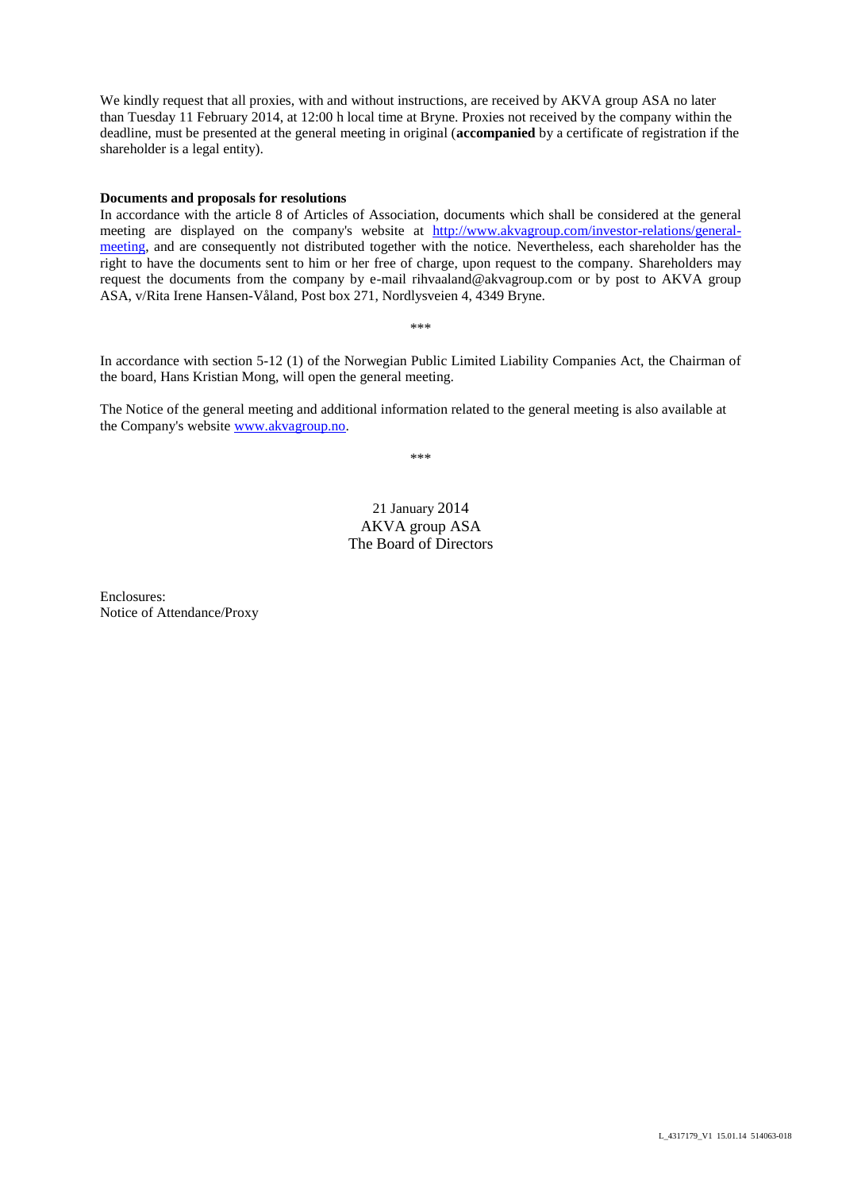We kindly request that all proxies, with and without instructions, are received by AKVA group ASA no later than Tuesday 11 February 2014, at 12:00 h local time at Bryne. Proxies not received by the company within the deadline, must be presented at the general meeting in original (**accompanied** by a certificate of registration if the shareholder is a legal entity).

**Documents and proposals for resolutions**
In accordance with the article 8 of Articles of Association, documents which shall be considered at the general meeting are displayed on the company's website at http://www.akvagroup.com/investor-relations/general-meeting, and are consequently not distributed together with the notice. Nevertheless, each shareholder has the right to have the documents sent to him or her free of charge, upon request to the company. Shareholders may request the documents from the company by e-mail rihvaaland@akvagroup.com or by post to AKVA group ASA, v/Rita Irene Hansen-Våland, Post box 271, Nordlysveien 4, 4349 Bryne.

\*\*\*

In accordance with section 5-12 (1) of the Norwegian Public Limited Liability Companies Act, the Chairman of the board, Hans Kristian Mong, will open the general meeting.

The Notice of the general meeting and additional information related to the general meeting is also available at the Company's website www.akvagroup.no.

\*\*\*

21 January 2014
AKVA group ASA
The Board of Directors

Enclosures:
Notice of Attendance/Proxy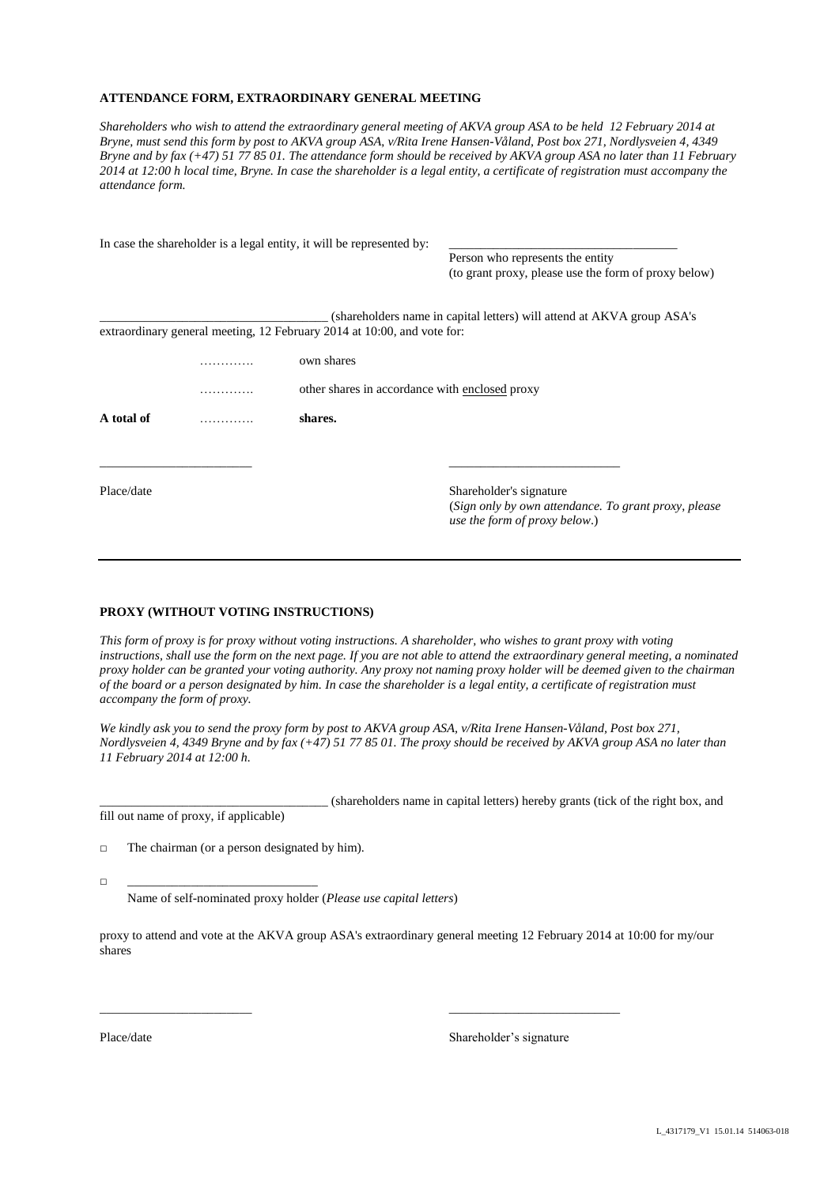**ATTENDANCE FORM, EXTRAORDINARY GENERAL MEETING**

*Shareholders who wish to attend the extraordinary general meeting of AKVA group ASA to be held 12 February 2014 at Bryne, must send this form by post to AKVA group ASA, v/Rita Irene Hansen-Våland, Post box 271, Nordlysveien 4, 4349 Bryne and by fax (+47) 51 77 85 01. The attendance form should be received by AKVA group ASA no later than 11 February 2014 at 12:00 h local time, Bryne. In case the shareholder is a legal entity, a certificate of registration must accompany the attendance form.*

In case the shareholder is a legal entity, it will be represented by: ___________________________________
Person who represents the entity
(to grant proxy, please use the form of proxy below)

___________________________________ (shareholders name in capital letters) will attend at AKVA group ASA's extraordinary general meeting, 12 February 2014 at 10:00, and vote for:

| | | |
|---|---|---|
| | …………. | own shares |
| | …………. | other shares in accordance with enclosed proxy |
| **A total of** | …………. | **shares.** |

_______________________ &nbsp;&nbsp;&nbsp;&nbsp;&nbsp;&nbsp;&nbsp;&nbsp; ___________________________

Place/date

Shareholder's signature
(*Sign only by own attendance. To grant proxy, please use the form of proxy below.*)

---

**PROXY (WITHOUT VOTING INSTRUCTIONS)**

*This form of proxy is for proxy without voting instructions. A shareholder, who wishes to grant proxy with voting instructions, shall use the form on the next page. If you are not able to attend the extraordinary general meeting, a nominated proxy holder can be granted your voting authority. Any proxy not naming proxy holder will be deemed given to the chairman of the board or a person designated by him. In case the shareholder is a legal entity, a certificate of registration must accompany the form of proxy.*

*We kindly ask you to send the proxy form by post to AKVA group ASA, v/Rita Irene Hansen-Våland, Post box 271, Nordlysveien 4, 4349 Bryne and by fax (+47) 51 77 85 01. The proxy should be received by AKVA group ASA no later than 11 February 2014 at 12:00 h.*

___________________________________ (shareholders name in capital letters) hereby grants (tick of the right box, and fill out name of proxy, if applicable)

□ The chairman (or a person designated by him).

□ ______________________________
Name of self-nominated proxy holder (*Please use capital letters*)

proxy to attend and vote at the AKVA group ASA's extraordinary general meeting 12 February 2014 at 10:00 for my/our shares

_______________________ &nbsp;&nbsp;&nbsp;&nbsp;&nbsp;&nbsp;&nbsp;&nbsp; ___________________________

Place/date

Shareholder's signature

L_4317179_V1 15.01.14 514063-018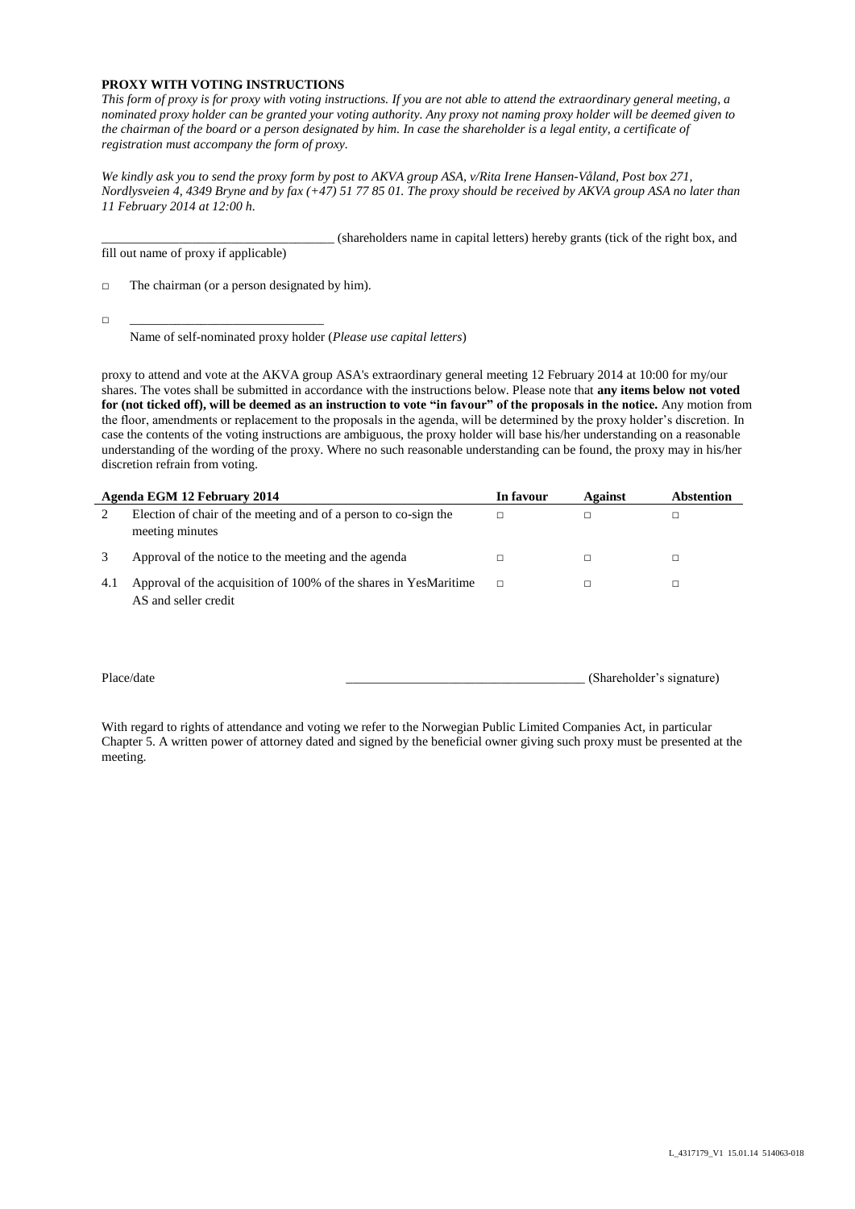**PROXY WITH VOTING INSTRUCTIONS**

*This form of proxy is for proxy with voting instructions. If you are not able to attend the extraordinary general meeting, a nominated proxy holder can be granted your voting authority. Any proxy not naming proxy holder will be deemed given to the chairman of the board or a person designated by him. In case the shareholder is a legal entity, a certificate of registration must accompany the form of proxy.*

*We kindly ask you to send the proxy form by post to AKVA group ASA, v/Rita Irene Hansen-Våland, Post box 271, Nordlysveien 4, 4349 Bryne and by fax (+47) 51 77 85 01. The proxy should be received by AKVA group ASA no later than 11 February 2014 at 12:00 h.*

___________________________________ (shareholders name in capital letters) hereby grants (tick of the right box, and fill out name of proxy if applicable)

□ The chairman (or a person designated by him).

□ ______________________________
Name of self-nominated proxy holder (*Please use capital letters*)

proxy to attend and vote at the AKVA group ASA's extraordinary general meeting 12 February 2014 at 10:00 for my/our shares. The votes shall be submitted in accordance with the instructions below. Please note that **any items below not voted for (not ticked off), will be deemed as an instruction to vote "in favour" of the proposals in the notice.** Any motion from the floor, amendments or replacement to the proposals in the agenda, will be determined by the proxy holder's discretion. In case the contents of the voting instructions are ambiguous, the proxy holder will base his/her understanding on a reasonable understanding of the wording of the proxy. Where no such reasonable understanding can be found, the proxy may in his/her discretion refrain from voting.

| **Agenda EGM 12 February 2014** | | **In favour** | **Against** | **Abstention** |
|---|---|---|---|---|
| 2 | Election of chair of the meeting and of a person to co-sign the meeting minutes | □ | □ | □ |
| 3 | Approval of the notice to the meeting and the agenda | □ | □ | □ |
| 4.1 | Approval of the acquisition of 100% of the shares in YesMaritime AS and seller credit | □ | □ | □ |

Place/date ____________________________________ (Shareholder's signature)

With regard to rights of attendance and voting we refer to the Norwegian Public Limited Companies Act, in particular Chapter 5. A written power of attorney dated and signed by the beneficial owner giving such proxy must be presented at the meeting.

L_4317179_V1 15.01.14 514063-018